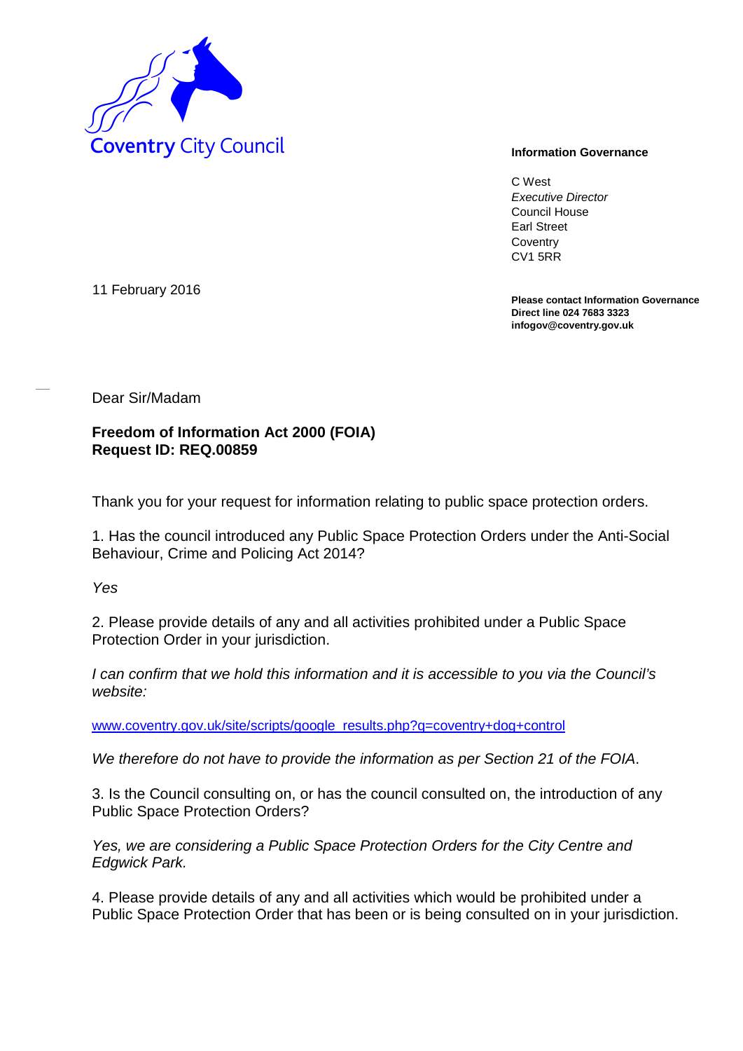Coventry City Council

**Information Governance**

C West
*Executive Director*
Council House
Earl Street
Coventry
CV1 5RR

11 February 2016

**Please contact Information Governance**
**Direct line 024 7683 3323**
**infogov@coventry.gov.uk**

Dear Sir/Madam

**Freedom of Information Act 2000 (FOIA)**
**Request ID: REQ.00859**

Thank you for your request for information relating to public space protection orders.

1. Has the council introduced any Public Space Protection Orders under the Anti-Social Behaviour, Crime and Policing Act 2014?

*Yes*

2. Please provide details of any and all activities prohibited under a Public Space Protection Order in your jurisdiction.

*I can confirm that we hold this information and it is accessible to you via the Council's website:*

www.coventry.gov.uk/site/scripts/google_results.php?q=coventry+dog+control

*We therefore do not have to provide the information as per Section 21 of the FOIA*.

3. Is the Council consulting on, or has the council consulted on, the introduction of any Public Space Protection Orders?

*Yes, we are considering a Public Space Protection Orders for the City Centre and Edgwick Park.*

4. Please provide details of any and all activities which would be prohibited under a Public Space Protection Order that has been or is being consulted on in your jurisdiction.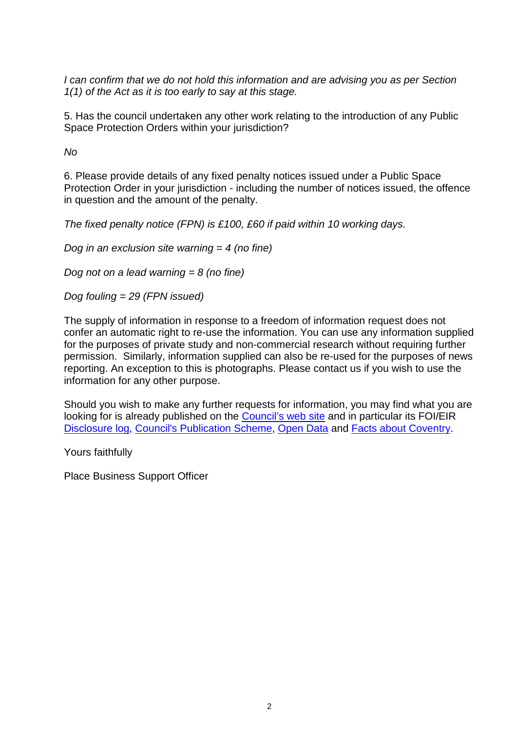*I can confirm that we do not hold this information and are advising you as per Section 1(1) of the Act as it is too early to say at this stage.*

5. Has the council undertaken any other work relating to the introduction of any Public Space Protection Orders within your jurisdiction?

*No*

6. Please provide details of any fixed penalty notices issued under a Public Space Protection Order in your jurisdiction - including the number of notices issued, the offence in question and the amount of the penalty.

*The fixed penalty notice (FPN) is £100, £60 if paid within 10 working days.*

*Dog in an exclusion site warning = 4 (no fine)*

*Dog not on a lead warning = 8 (no fine)*

*Dog fouling = 29 (FPN issued)*

The supply of information in response to a freedom of information request does not confer an automatic right to re-use the information. You can use any information supplied for the purposes of private study and non-commercial research without requiring further permission. Similarly, information supplied can also be re-used for the purposes of news reporting. An exception to this is photographs. Please contact us if you wish to use the information for any other purpose.

Should you wish to make any further requests for information, you may find what you are looking for is already published on the Council's web site and in particular its FOI/EIR Disclosure log, Council's Publication Scheme, Open Data and Facts about Coventry.

Yours faithfully

Place Business Support Officer